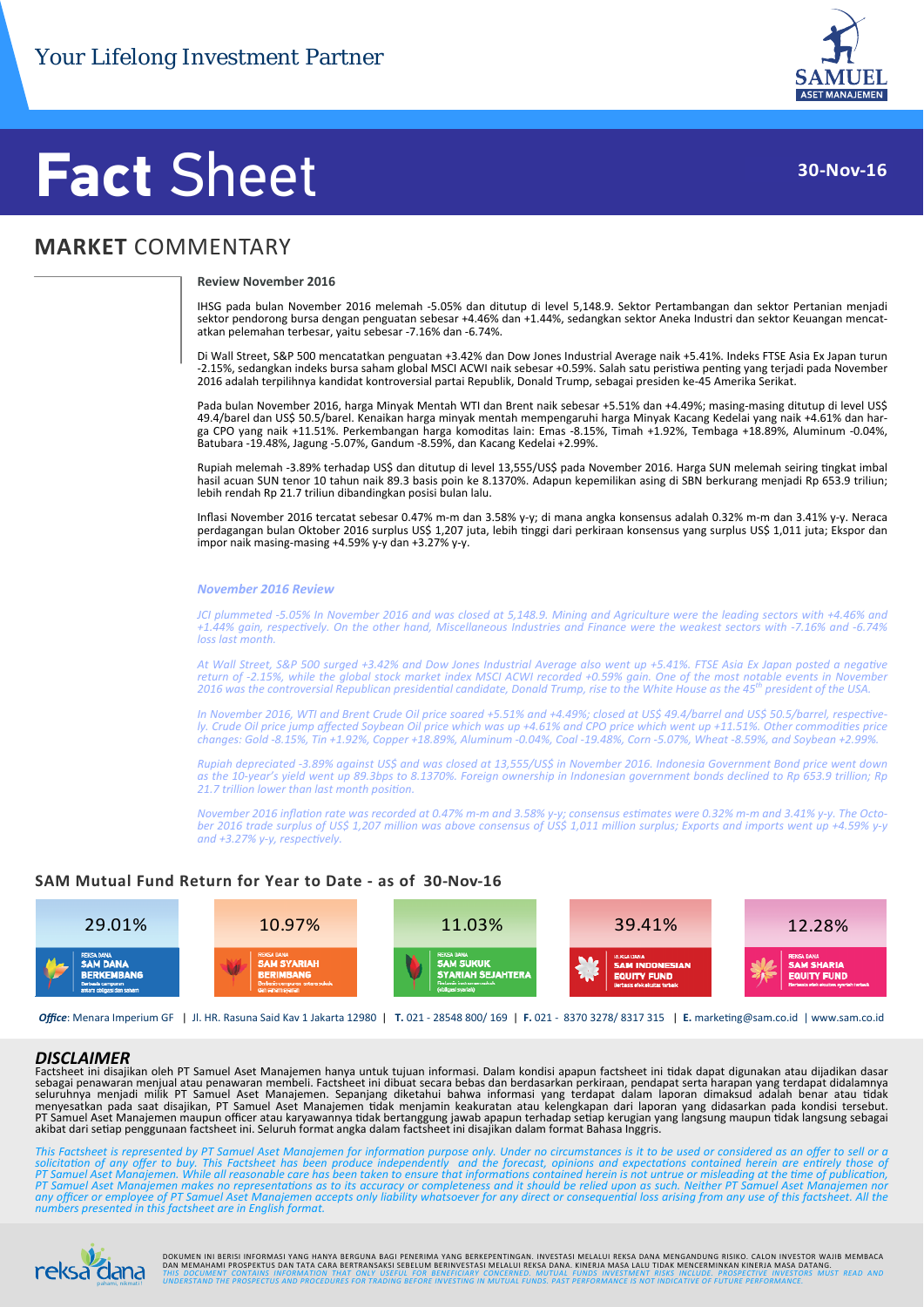Your Lifelong Investment Partner

# Fact Sheet

30-Nov-16

## MARKET COMMENTARY

**Review November 2016**

IHSG pada bulan November 2016 melemah -5.05% dan ditutup di level 5,148.9. Sektor Pertambangan dan sektor Pertanian menjadi sektor pendorong bursa dengan penguatan sebesar +4.46% dan +1.44%, sedangkan sektor Aneka Industri dan sektor Keuangan mencatatkan pelemahan terbesar, yaitu sebesar -7.16% dan -6.74%.

Di Wall Street, S&P 500 mencatatkan penguatan +3.42% dan Dow Jones Industrial Average naik +5.41%. Indeks FTSE Asia Ex Japan turun -2.15%, sedangkan indeks bursa saham global MSCI ACWI naik sebesar +0.59%. Salah satu peristiwa penting yang terjadi pada November 2016 adalah terpilihnya kandidat kontroversial partai Republik, Donald Trump, sebagai presiden ke-45 Amerika Serikat.

Pada bulan November 2016, harga Minyak Mentah WTI dan Brent naik sebesar +5.51% dan +4.49%; masing-masing ditutup di level US$ 49.4/barel dan US$ 50.5/barel. Kenaikan harga minyak mentah mempengaruhi harga Minyak Kacang Kedelai yang naik +4.61% dan harga CPO yang naik +11.51%. Perkembangan harga komoditas lain: Emas -8.15%, Timah +1.92%, Tembaga +18.89%, Aluminum -0.04%, Batubara -19.48%, Jagung -5.07%, Gandum -8.59%, dan Kacang Kedelai +2.99%.

Rupiah melemah -3.89% terhadap US$ dan ditutup di level 13,555/US$ pada November 2016. Harga SUN melemah seiring tingkat imbal hasil acuan SUN tenor 10 tahun naik 89.3 basis poin ke 8.1370%. Adapun kepemilikan asing di SBN berkurang menjadi Rp 653.9 triliun; lebih rendah Rp 21.7 triliun dibandingkan posisi bulan lalu.

Inflasi November 2016 tercatat sebesar 0.47% m-m dan 3.58% y-y; di mana angka konsensus adalah 0.32% m-m dan 3.41% y-y. Neraca perdagangan bulan Oktober 2016 surplus US$ 1,207 juta, lebih tinggi dari perkiraan konsensus yang surplus US$ 1,011 juta; Ekspor dan impor naik masing-masing +4.59% y-y dan +3.27% y-y.

***November 2016 Review***

*JCI plummeted -5.05% In November 2016 and was closed at 5,148.9. Mining and Agriculture were the leading sectors with +4.46% and +1.44% gain, respectively. On the other hand, Miscellaneous Industries and Finance were the weakest sectors with -7.16% and -6.74% loss last month.*

*At Wall Street, S&P 500 surged +3.42% and Dow Jones Industrial Average also went up +5.41%. FTSE Asia Ex Japan posted a negative return of -2.15%, while the global stock market index MSCI ACWI recorded +0.59% gain. One of the most notable events in November 2016 was the controversial Republican presidential candidate, Donald Trump, rise to the White House as the 45th president of the USA.*

*In November 2016, WTI and Brent Crude Oil price soared +5.51% and +4.49%; closed at US$ 49.4/barrel and US$ 50.5/barrel, respectively. Crude Oil price jump affected Soybean Oil price which was up +4.61% and CPO price which went up +11.51%. Other commodities price changes: Gold -8.15%, Tin +1.92%, Copper +18.89%, Aluminum -0.04%, Coal -19.48%, Corn -5.07%, Wheat -8.59%, and Soybean +2.99%.*

*Rupiah depreciated -3.89% against US$ and was closed at 13,555/US$ in November 2016. Indonesia Government Bond price went down as the 10-year's yield went up 89.3bps to 8.1370%. Foreign ownership in Indonesian government bonds declined to Rp 653.9 trillion; Rp 21.7 trillion lower than last month position.*

*November 2016 inflation rate was recorded at 0.47% m-m and 3.58% y-y; consensus estimates were 0.32% m-m and 3.41% y-y. The October 2016 trade surplus of US$ 1,207 million was above consensus of US$ 1,011 million surplus; Exports and imports went up +4.59% y-y and +3.27% y-y, respectively.*

### SAM Mutual Fund Return for Year to Date - as of 30-Nov-16

| Reksa Dana SAM Dana Berkembang | Reksa Dana SAM Syariah Berimbang | Reksa Dana SAM Sukuk Syariah Sejahtera | Reksa Dana SAM Indonesian Equity Fund | Reksa Dana SAM Sharia Equity Fund |
|---|---|---|---|---|
| 29.01% | 10.97% | 11.03% | 39.41% | 12.28% |

***Office***: Menara Imperium GF | Jl. HR. Rasuna Said Kav 1 Jakarta 12980 | **T.** 021 - 28548 800/ 169 | **F.** 021 - 8370 3278/ 8317 315 | **E.** marketing@sam.co.id | www.sam.co.id

## DISCLAIMER

Factsheet ini disajikan oleh PT Samuel Aset Manajemen hanya untuk tujuan informasi. Dalam kondisi apapun factsheet ini tidak dapat digunakan atau dijadikan dasar sebagai penawaran menjual atau penawaran membeli. Factsheet ini dibuat secara bebas dan berdasarkan perkiraan, pendapat serta harapan yang terdapat didalamnya seluruhnya menjadi milik PT Samuel Aset Manajemen. Sepanjang diketahui bahwa informasi yang terdapat dalam laporan dimaksud adalah benar atau tidak menyesatkan pada saat disajikan, PT Samuel Aset Manajemen tidak menjamin keakuratan atau kelengkapan dari laporan yang didasarkan pada kondisi tersebut. PT Samuel Aset Manajemen maupun officer atau karyawannya tidak bertanggung jawab apapun terhadap setiap kerugian yang langsung maupun tidak langsung sebagai akibat dari setiap penggunaan factsheet ini. Seluruh format angka dalam factsheet ini disajikan dalam format Bahasa Inggris.

*This Factsheet is represented by PT Samuel Aset Manajemen for information purpose only. Under no circumstances is it to be used or considered as an offer to sell or a solicitation of any offer to buy. This Factsheet has been produce independently and the forecast, opinions and expectations contained herein are entirely those of PT Samuel Aset Manajemen. While all reasonable care has been taken to ensure that informations contained herein is not untrue or misleading at the time of publication, PT Samuel Aset Manajemen makes no representations as to its accuracy or completeness and it should be relied upon as such. Neither PT Samuel Aset Manajemen nor any officer or employee of PT Samuel Aset Manajemen accepts only liability whatsoever for any direct or consequential loss arising from any use of this factsheet. All the numbers presented in this factsheet are in English format.*

DOKUMEN INI BERISI INFORMASI YANG HANYA BERGUNA BAGI PENERIMA YANG BERKEPENTINGAN. INVESTASI MELALUI REKSA DANA MENGANDUNG RISIKO. CALON INVESTOR WAJIB MEMBACA DAN MEMAHAMI PROSPEKTUS DAN TATA CARA BERTRANSAKSI SEBELUM BERINVESTASI MELALUI REKSA DANA. KINERJA MASA LALU TIDAK MENCERMINKAN KINERJA MASA DATANG.
*THIS DOCUMENT CONTAINS INFORMATION THAT ONLY USEFUL FOR BENEFICIARY CONCERNED. MUTUAL FUNDS INVESTMENT RISKS INCLUDE. PROSPECTIVE INVESTORS MUST READ AND UNDERSTAND THE PROSPECTUS AND PROCEDURES FOR TRADING BEFORE INVESTING IN MUTUAL FUNDS. PAST PERFORMANCE IS NOT INDICATIVE OF FUTURE PERFORMANCE.*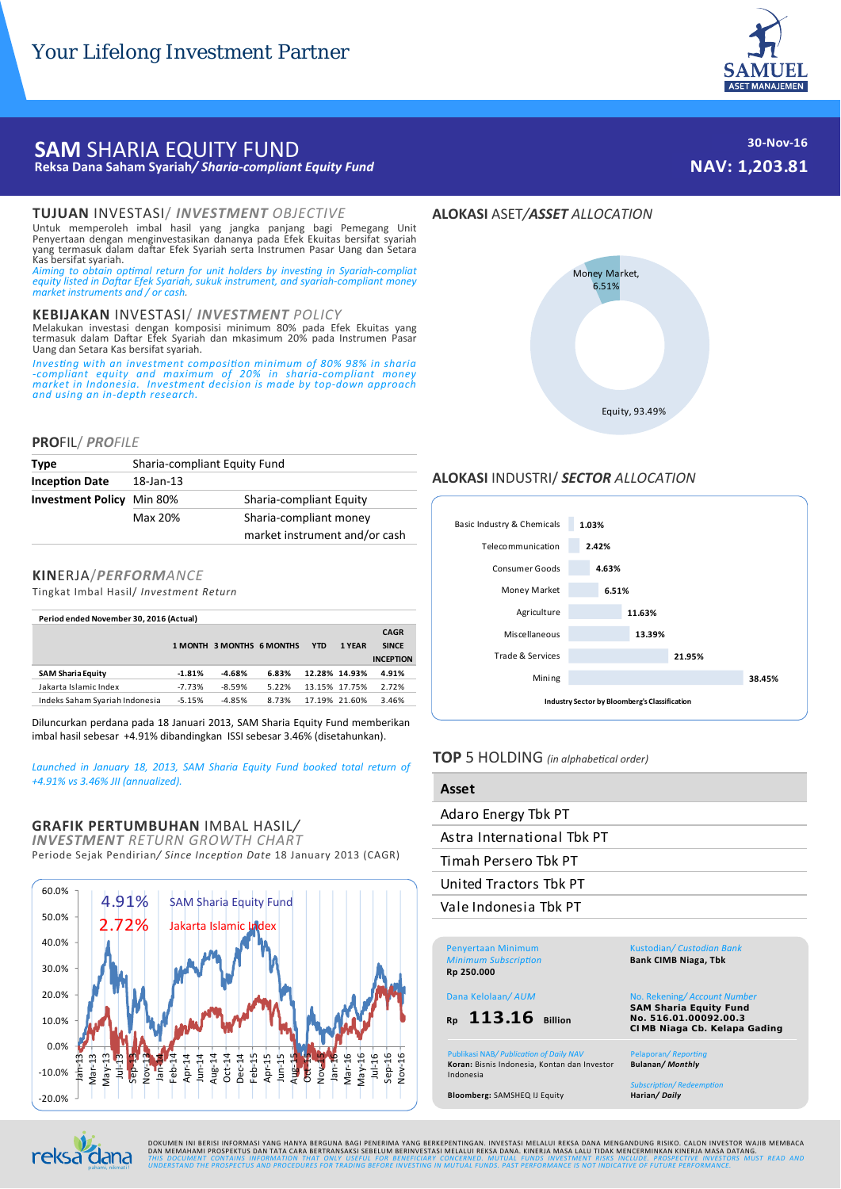Your Lifelong Investment Partner

SAMUEL ASET MANAJEMEN

# SAM SHARIA EQUITY FUND

**Reksa Dana Saham Syariah/ *Sharia-compliant Equity Fund***

**30-Nov-16**

**NAV: 1,203.81**

## TUJUAN INVESTASI/ *INVESTMENT OBJECTIVE*

Untuk memperoleh imbal hasil yang jangka panjang bagi Pemegang Unit Penyertaan dengan menginvestasikan dananya pada Efek Ekuitas bersifat syariah yang termasuk dalam daftar Efek Syariah serta Instrumen Pasar Uang dan Setara Kas bersifat syariah.

*Aiming to obtain optimal return for unit holders by investing in Syariah-compliat equity listed in Daftar Efek Syariah, sukuk instrument, and syariah-compliant money market instruments and / or cash.*

## KEBIJAKAN INVESTASI/ *INVESTMENT POLICY*

Melakukan investasi dengan komposisi minimum 80% pada Efek Ekuitas yang termasuk dalam Daftar Efek Syariah dan mkasimum 20% pada Instrumen Pasar Uang dan Setara Kas bersifat syariah.

*Investing with an investment composition minimum of 80% 98% in sharia -compliant equity and maximum of 20% in sharia-compliant money market in Indonesia. Investment decision is made by top-down approach and using an in-depth research.*

## PROFIL/ *PROFILE*

| | | |
|---|---|---|
| **Type** | Sharia-compliant Equity Fund | |
| **Inception Date** | 18-Jan-13 | |
| **Investment Policy** | Min 80% | Sharia-compliant Equity |
| | Max 20% | Sharia-compliant money market instrument and/or cash |

## KINERJA/*PERFORMANCE*

Tingkat Imbal Hasil/ *Investment Return*

**Period ended November 30, 2016 (Actual)**

| | 1 MONTH | 3 MONTHS | 6 MONTHS | YTD | 1 YEAR | CAGR SINCE INCEPTION |
|---|---|---|---|---|---|---|
| **SAM Sharia Equity** | -1.81% | -4.68% | 6.83% | 12.28% | 14.93% | 4.91% |
| Jakarta Islamic Index | -7.73% | -8.59% | 5.22% | 13.15% | 17.75% | 2.72% |
| Indeks Saham Syariah Indonesia | -5.15% | -4.85% | 8.73% | 17.19% | 21.60% | 3.46% |

Diluncurkan perdana pada 18 Januari 2013, SAM Sharia Equity Fund memberikan imbal hasil sebesar +4.91% dibandingkan ISSI sebesar 3.46% (disetahunkan).

*Launched in January 18, 2013, SAM Sharia Equity Fund booked total return of +4.91% vs 3.46% JII (annualized).*

## GRAFIK PERTUMBUHAN IMBAL HASIL/ *INVESTMENT RETURN GROWTH CHART*

Periode Sejak Pendirian/ *Since Inception Date* 18 January 2013 (CAGR)

4.91% SAM Sharia Equity Fund

2.72% Jakarta Islamic Index

60.0%
50.0%
40.0%
30.0%
20.0%
10.0%
0.0%
-10.0%
-20.0%

Jan-13, Mar-13, May-13, Jul-13, Sep-13, Nov-13, Jan-14, Feb-14, Apr-14, Jun-14, Aug-14, Oct-14, Dec-14, Feb-15, Apr-15, Jun-15, Aug-15, Oct-15, Nov-15, Jan-16, Mar-16, May-16, Jul-16, Sep-16, Nov-16

## ALOKASI ASET/*ASSET ALLOCATION*

Money Market, 6.51%

Equity, 93.49%

## ALOKASI INDUSTRI/ *SECTOR ALLOCATION*

Basic Industry & Chemicals 1.03%

Telecommunication 2.42%

Consumer Goods 4.63%

Money Market 6.51%

Agriculture 11.63%

Miscellaneous 13.39%

Trade & Services 21.95%

Mining 38.45%

Industry Sector by Bloomberg's Classification

## TOP 5 HOLDING *(in alphabetical order)*

| Asset |
|---|
| Adaro Energy Tbk PT |
| Astra International Tbk PT |
| Timah Persero Tbk PT |
| United Tractors Tbk PT |
| Vale Indonesia Tbk PT |

Penyertaan Minimum/ *Minimum Subscription*
**Rp 250.000**

Kustodian/ *Custodian Bank*
**Bank CIMB Niaga, Tbk**

Dana Kelolaan/ *AUM*
**Rp 113.16 Billion**

No. Rekening/ *Account Number*
**SAM Sharia Equity Fund**
**No. 516.01.00092.00.3**
**CIMB Niaga Cb. Kelapa Gading**

Publikasi NAB/ *Publication of Daily NAV*
**Koran:** Bisnis Indonesia, Kontan dan Investor Indonesia

**Bloomberg:** SAMSHEQ IJ Equity

Pelaporan/ *Reporting*
**Bulanan/ *Monthly***

*Subscription/ Redeemption*
**Harian/ *Daily***

reksa dana

DOKUMEN INI BERISI INFORMASI YANG HANYA BERGUNA BAGI PENERIMA YANG BERKEPENTINGAN. INVESTASI MELALUI REKSA DANA MENGANDUNG RISIKO. CALON INVESTOR WAJIB MEMBACA DAN MEMAHAMI PROSPEKTUS DAN TATA CARA BERTRANSAKSI SEBELUM BERINVESTASI MELALUI REKSA DANA. KINERJA MASA LALU TIDAK MENCERMINKAN KINERJA MASA DATANG.
*THIS DOCUMENT CONTAINS INFORMATION THAT ONLY USEFUL FOR BENEFICIARY CONCERNED. MUTUAL FUNDS INVESTMENT RISKS INCLUDE. PROSPECTIVE INVESTORS MUST READ AND UNDERSTAND THE PROSPECTUS AND PROCEDURES FOR TRADING BEFORE INVESTING IN MUTUAL FUNDS. PAST PERFORMANCE IS NOT INDICATIVE OF FUTURE PERFORMANCE.*